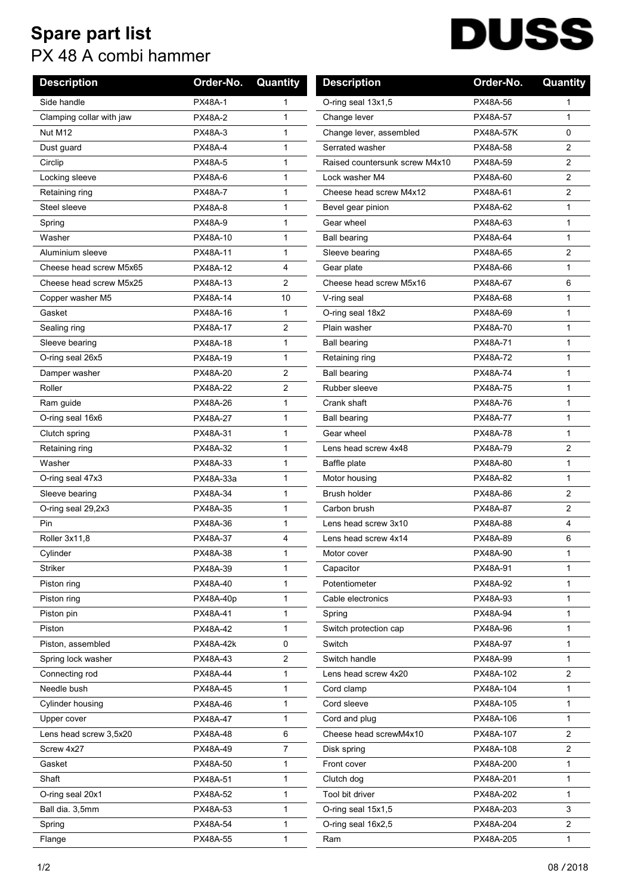# Spare part list

## PX 48 A combi hammer

DUSS

| Description | Order-No. | Quantity |
|---|---|---|
| Side handle | PX48A-1 | 1 |
| Clamping collar with jaw | PX48A-2 | 1 |
| Nut M12 | PX48A-3 | 1 |
| Dust guard | PX48A-4 | 1 |
| Circlip | PX48A-5 | 1 |
| Locking sleeve | PX48A-6 | 1 |
| Retaining ring | PX48A-7 | 1 |
| Steel sleeve | PX48A-8 | 1 |
| Spring | PX48A-9 | 1 |
| Washer | PX48A-10 | 1 |
| Aluminium sleeve | PX48A-11 | 1 |
| Cheese head screw M5x65 | PX48A-12 | 4 |
| Cheese head screw M5x25 | PX48A-13 | 2 |
| Copper washer M5 | PX48A-14 | 10 |
| Gasket | PX48A-16 | 1 |
| Sealing ring | PX48A-17 | 2 |
| Sleeve bearing | PX48A-18 | 1 |
| O-ring seal 26x5 | PX48A-19 | 1 |
| Damper washer | PX48A-20 | 2 |
| Roller | PX48A-22 | 2 |
| Ram guide | PX48A-26 | 1 |
| O-ring seal 16x6 | PX48A-27 | 1 |
| Clutch spring | PX48A-31 | 1 |
| Retaining ring | PX48A-32 | 1 |
| Washer | PX48A-33 | 1 |
| O-ring seal 47x3 | PX48A-33a | 1 |
| Sleeve bearing | PX48A-34 | 1 |
| O-ring seal 29,2x3 | PX48A-35 | 1 |
| Pin | PX48A-36 | 1 |
| Roller 3x11,8 | PX48A-37 | 4 |
| Cylinder | PX48A-38 | 1 |
| Striker | PX48A-39 | 1 |
| Piston ring | PX48A-40 | 1 |
| Piston ring | PX48A-40p | 1 |
| Piston pin | PX48A-41 | 1 |
| Piston | PX48A-42 | 1 |
| Piston, assembled | PX48A-42k | 0 |
| Spring lock washer | PX48A-43 | 2 |
| Connecting rod | PX48A-44 | 1 |
| Needle bush | PX48A-45 | 1 |
| Cylinder housing | PX48A-46 | 1 |
| Upper cover | PX48A-47 | 1 |
| Lens head screw 3,5x20 | PX48A-48 | 6 |
| Screw 4x27 | PX48A-49 | 7 |
| Gasket | PX48A-50 | 1 |
| Shaft | PX48A-51 | 1 |
| O-ring seal 20x1 | PX48A-52 | 1 |
| Ball dia. 3,5mm | PX48A-53 | 1 |
| Spring | PX48A-54 | 1 |
| Flange | PX48A-55 | 1 |
| O-ring seal 13x1,5 | PX48A-56 | 1 |
| Change lever | PX48A-57 | 1 |
| Change lever, assembled | PX48A-57K | 0 |
| Serrated washer | PX48A-58 | 2 |
| Raised countersunk screw M4x10 | PX48A-59 | 2 |
| Lock washer M4 | PX48A-60 | 2 |
| Cheese head screw M4x12 | PX48A-61 | 2 |
| Bevel gear pinion | PX48A-62 | 1 |
| Gear wheel | PX48A-63 | 1 |
| Ball bearing | PX48A-64 | 1 |
| Sleeve bearing | PX48A-65 | 2 |
| Gear plate | PX48A-66 | 1 |
| Cheese head screw M5x16 | PX48A-67 | 6 |
| V-ring seal | PX48A-68 | 1 |
| O-ring seal 18x2 | PX48A-69 | 1 |
| Plain washer | PX48A-70 | 1 |
| Ball bearing | PX48A-71 | 1 |
| Retaining ring | PX48A-72 | 1 |
| Ball bearing | PX48A-74 | 1 |
| Rubber sleeve | PX48A-75 | 1 |
| Crank shaft | PX48A-76 | 1 |
| Ball bearing | PX48A-77 | 1 |
| Gear wheel | PX48A-78 | 1 |
| Lens head screw 4x48 | PX48A-79 | 2 |
| Baffle plate | PX48A-80 | 1 |
| Motor housing | PX48A-82 | 1 |
| Brush holder | PX48A-86 | 2 |
| Carbon brush | PX48A-87 | 2 |
| Lens head screw 3x10 | PX48A-88 | 4 |
| Lens head screw 4x14 | PX48A-89 | 6 |
| Motor cover | PX48A-90 | 1 |
| Capacitor | PX48A-91 | 1 |
| Potentiometer | PX48A-92 | 1 |
| Cable electronics | PX48A-93 | 1 |
| Spring | PX48A-94 | 1 |
| Switch protection cap | PX48A-96 | 1 |
| Switch | PX48A-97 | 1 |
| Switch handle | PX48A-99 | 1 |
| Lens head screw 4x20 | PX48A-102 | 2 |
| Cord clamp | PX48A-104 | 1 |
| Cord sleeve | PX48A-105 | 1 |
| Cord and plug | PX48A-106 | 1 |
| Cheese head screwM4x10 | PX48A-107 | 2 |
| Disk spring | PX48A-108 | 2 |
| Front cover | PX48A-200 | 1 |
| Clutch dog | PX48A-201 | 1 |
| Tool bit driver | PX48A-202 | 1 |
| O-ring seal 15x1,5 | PX48A-203 | 3 |
| O-ring seal 16x2,5 | PX48A-204 | 2 |
| Ram | PX48A-205 | 1 |

08 / 2018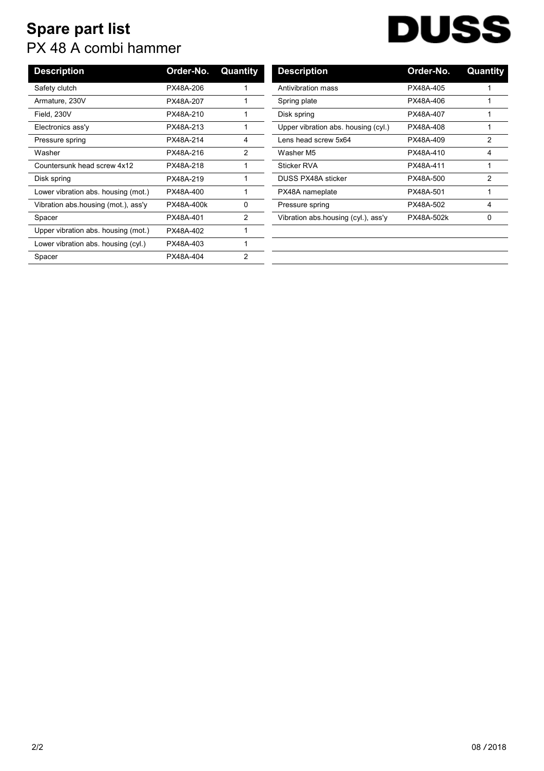# Spare part list

## PX 48 A combi hammer

DUSS

| Description | Order-No. | Quantity |
|---|---|---|
| Safety clutch | PX48A-206 | 1 |
| Armature, 230V | PX48A-207 | 1 |
| Field, 230V | PX48A-210 | 1 |
| Electronics ass'y | PX48A-213 | 1 |
| Pressure spring | PX48A-214 | 4 |
| Washer | PX48A-216 | 2 |
| Countersunk head screw 4x12 | PX48A-218 | 1 |
| Disk spring | PX48A-219 | 1 |
| Lower vibration abs. housing (mot.) | PX48A-400 | 1 |
| Vibration abs.housing (mot.), ass'y | PX48A-400k | 0 |
| Spacer | PX48A-401 | 2 |
| Upper vibration abs. housing (mot.) | PX48A-402 | 1 |
| Lower vibration abs. housing (cyl.) | PX48A-403 | 1 |
| Spacer | PX48A-404 | 2 |
| Antivibration mass | PX48A-405 | 1 |
| Spring plate | PX48A-406 | 1 |
| Disk spring | PX48A-407 | 1 |
| Upper vibration abs. housing (cyl.) | PX48A-408 | 1 |
| Lens head screw 5x64 | PX48A-409 | 2 |
| Washer M5 | PX48A-410 | 4 |
| Sticker RVA | PX48A-411 | 1 |
| DUSS PX48A sticker | PX48A-500 | 2 |
| PX48A nameplate | PX48A-501 | 1 |
| Pressure spring | PX48A-502 | 4 |
| Vibration abs.housing (cyl.), ass'y | PX48A-502k | 0 |

08 / 2018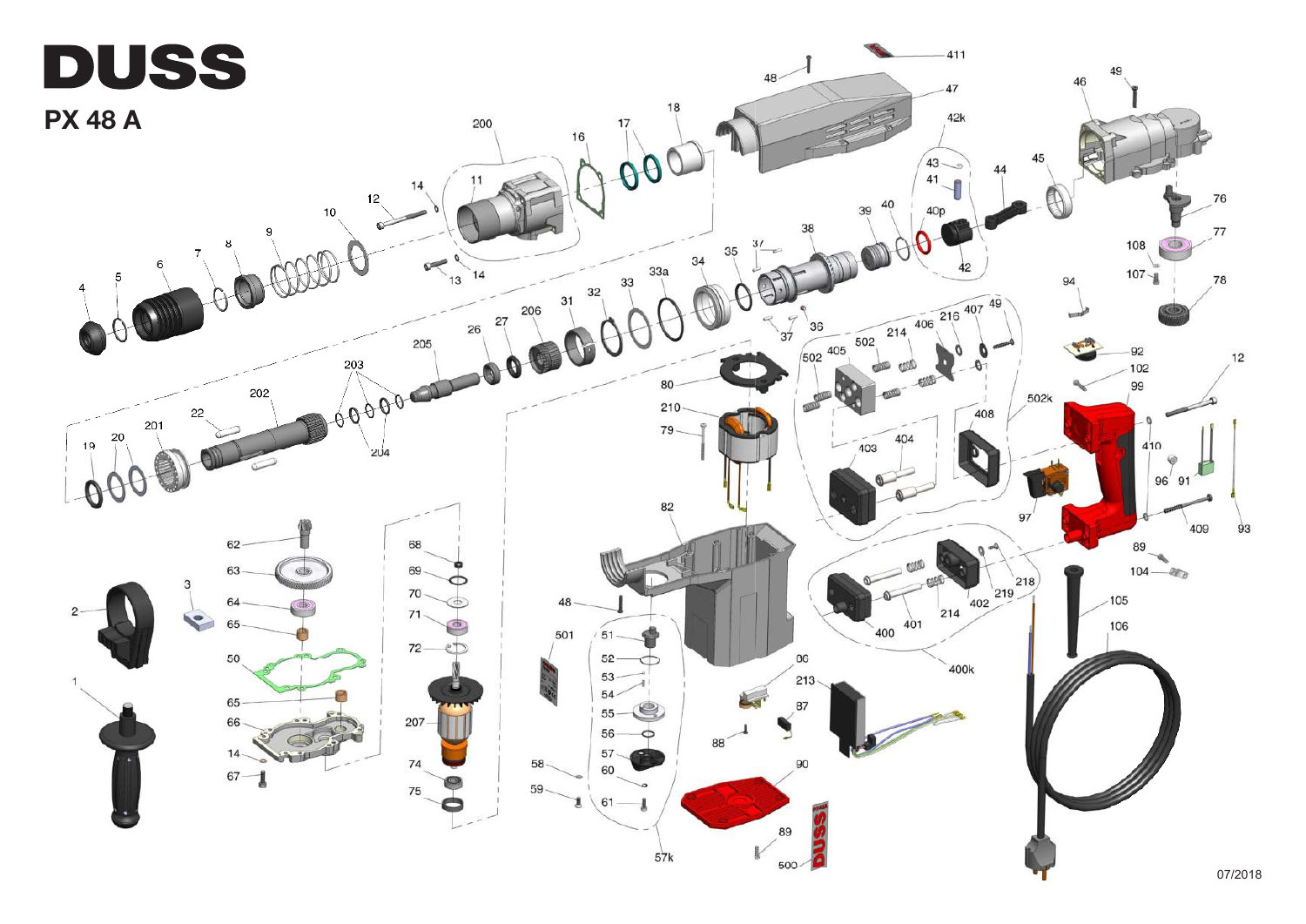# DUSS

**PX 48 A**

07/2018